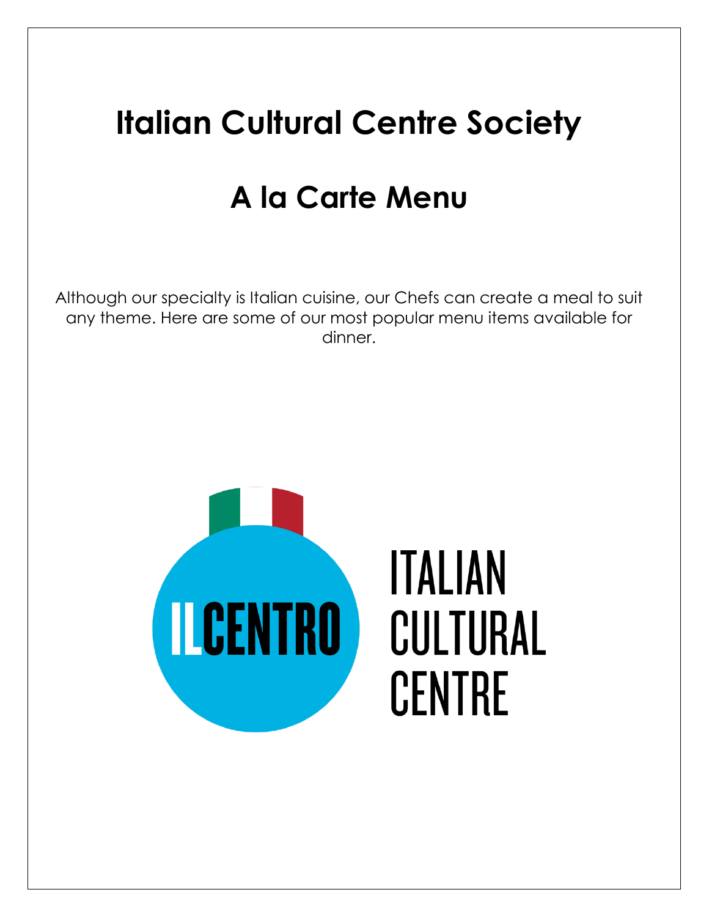# Italian Cultural Centre Society

## A la Carte Menu

Although our specialty is Italian cuisine, our Chefs can create a meal to suit any theme. Here are some of our most popular menu items available for dinner.

ILCENTRO ITALIAN CULTURAL CENTRE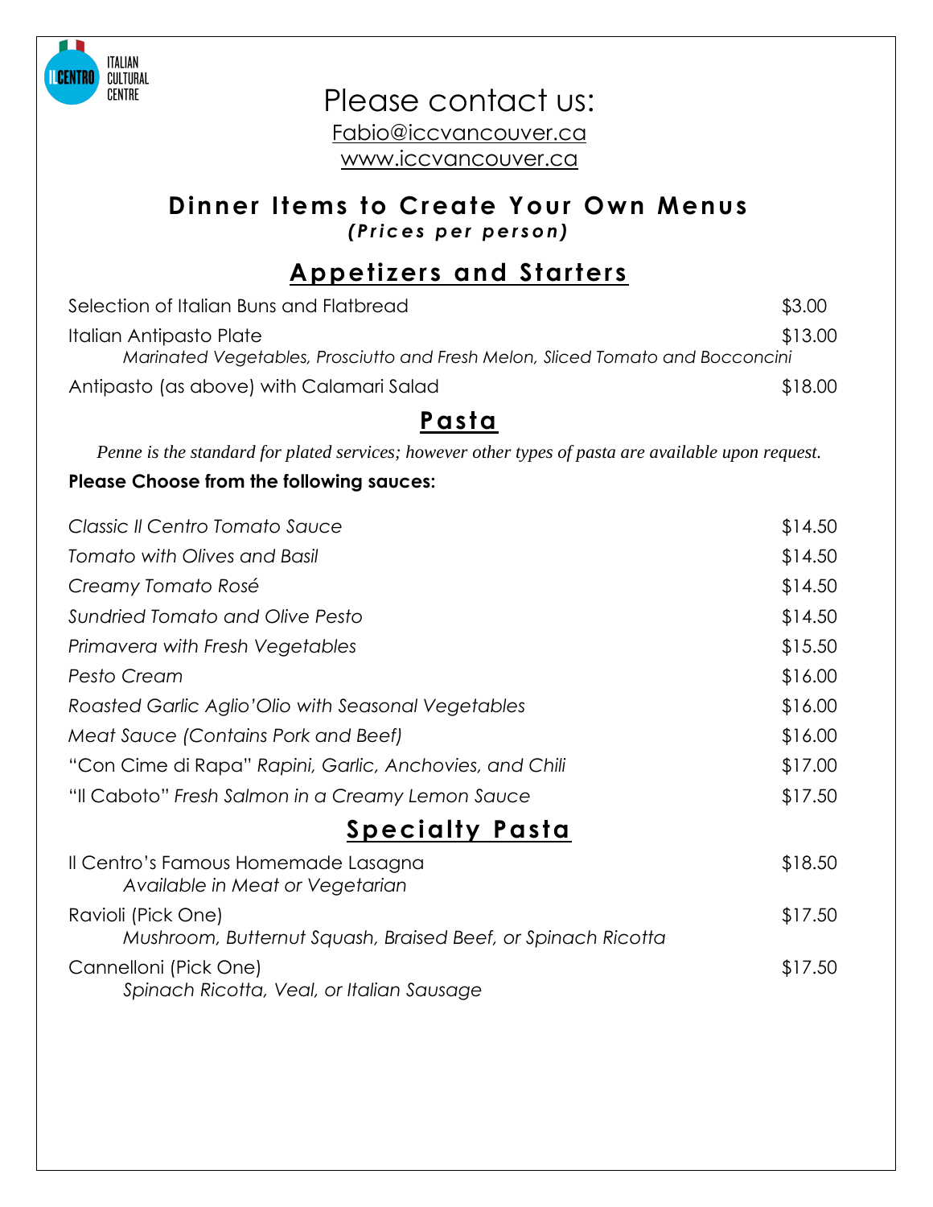ITALIAN CULTURAL CENTRE

# Please contact us:

Fabio@iccvancouver.ca
www.iccvancouver.ca

## Dinner Items to Create Your Own Menus

***(Prices per person)***

## Appetizers and Starters

| Item | Price |
|---|---|
| Selection of Italian Buns and Flatbread | $3.00 |
| Italian Antipasto Plate<br>*Marinated Vegetables, Prosciutto and Fresh Melon, Sliced Tomato and Bocconcini* | $13.00 |
| Antipasto (as above) with Calamari Salad | $18.00 |

## Pasta

*Penne is the standard for plated services; however other types of pasta are available upon request.*

**Please Choose from the following sauces:**

| Sauce | Price |
|---|---|
| *Classic Il Centro Tomato Sauce* | $14.50 |
| *Tomato with Olives and Basil* | $14.50 |
| *Creamy Tomato Rosé* | $14.50 |
| *Sundried Tomato and Olive Pesto* | $14.50 |
| *Primavera with Fresh Vegetables* | $15.50 |
| *Pesto Cream* | $16.00 |
| *Roasted Garlic Aglio'Olio with Seasonal Vegetables* | $16.00 |
| *Meat Sauce (Contains Pork and Beef)* | $16.00 |
| "Con Cime di Rapa" *Rapini, Garlic, Anchovies, and Chili* | $17.00 |
| "Il Caboto" *Fresh Salmon in a Creamy Lemon Sauce* | $17.50 |

## Specialty Pasta

| Item | Price |
|---|---|
| Il Centro's Famous Homemade Lasagna<br>*Available in Meat or Vegetarian* | $18.50 |
| Ravioli (Pick One)<br>*Mushroom, Butternut Squash, Braised Beef, or Spinach Ricotta* | $17.50 |
| Cannelloni (Pick One)<br>*Spinach Ricotta, Veal, or Italian Sausage* | $17.50 |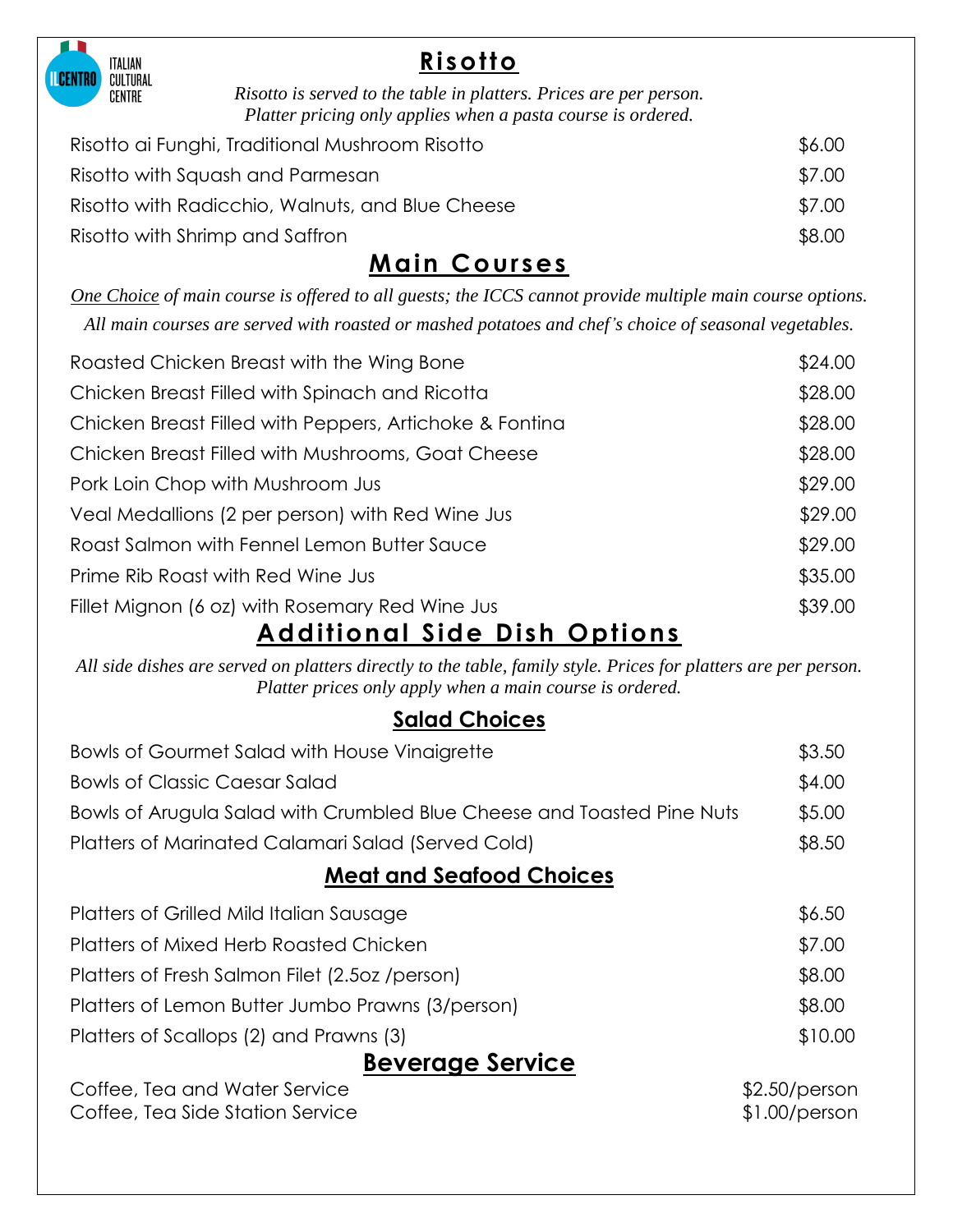ITALIAN CULTURAL CENTRE

## Risotto

*Risotto is served to the table in platters. Prices are per person.*
*Platter pricing only applies when a pasta course is ordered.*

| | |
|---|---|
| Risotto ai Funghi, Traditional Mushroom Risotto | $6.00 |
| Risotto with Squash and Parmesan | $7.00 |
| Risotto with Radicchio, Walnuts, and Blue Cheese | $7.00 |
| Risotto with Shrimp and Saffron | $8.00 |

## Main Courses

*One Choice of main course is offered to all guests; the ICCS cannot provide multiple main course options.*
*All main courses are served with roasted or mashed potatoes and chef's choice of seasonal vegetables.*

| | |
|---|---|
| Roasted Chicken Breast with the Wing Bone | $24.00 |
| Chicken Breast Filled with Spinach and Ricotta | $28.00 |
| Chicken Breast Filled with Peppers, Artichoke & Fontina | $28.00 |
| Chicken Breast Filled with Mushrooms, Goat Cheese | $28.00 |
| Pork Loin Chop with Mushroom Jus | $29.00 |
| Veal Medallions (2 per person) with Red Wine Jus | $29.00 |
| Roast Salmon with Fennel Lemon Butter Sauce | $29.00 |
| Prime Rib Roast with Red Wine Jus | $35.00 |
| Fillet Mignon (6 oz) with Rosemary Red Wine Jus | $39.00 |

## Additional Side Dish Options

*All side dishes are served on platters directly to the table, family style. Prices for platters are per person.*
*Platter prices only apply when a main course is ordered.*

### Salad Choices

| | |
|---|---|
| Bowls of Gourmet Salad with House Vinaigrette | $3.50 |
| Bowls of Classic Caesar Salad | $4.00 |
| Bowls of Arugula Salad with Crumbled Blue Cheese and Toasted Pine Nuts | $5.00 |
| Platters of Marinated Calamari Salad (Served Cold) | $8.50 |

### Meat and Seafood Choices

| | |
|---|---|
| Platters of Grilled Mild Italian Sausage | $6.50 |
| Platters of Mixed Herb Roasted Chicken | $7.00 |
| Platters of Fresh Salmon Filet (2.5oz /person) | $8.00 |
| Platters of Lemon Butter Jumbo Prawns (3/person) | $8.00 |
| Platters of Scallops (2) and Prawns (3) | $10.00 |

### Beverage Service

| | |
|---|---|
| Coffee, Tea and Water Service | $2.50/person |
| Coffee, Tea Side Station Service | $1.00/person |